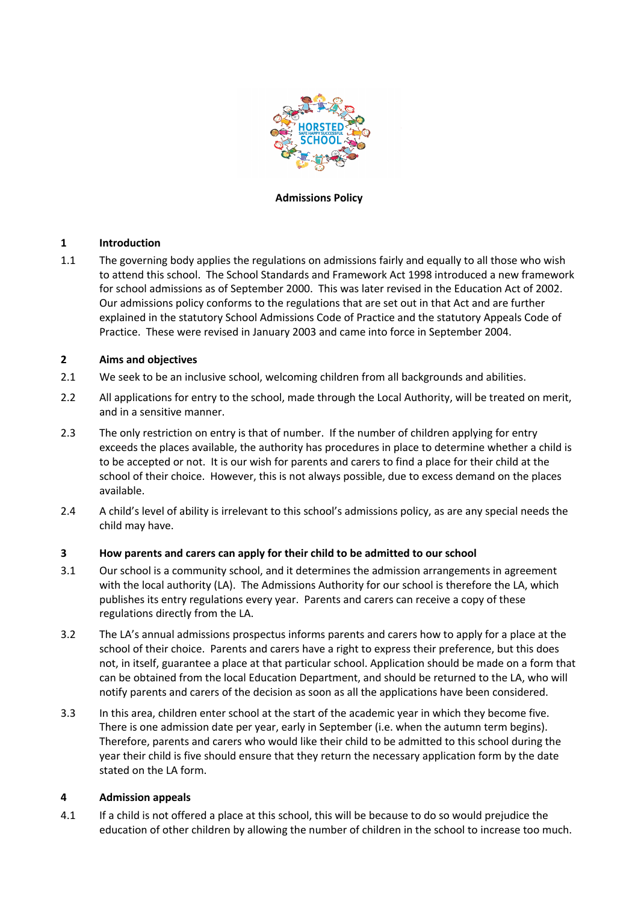# Admissions Policy

## 1 Introduction

1.1 The governing body applies the regulations on admissions fairly and equally to all those who wish to attend this school. The School Standards and Framework Act 1998 introduced a new framework for school admissions as of September 2000. This was later revised in the Education Act of 2002. Our admissions policy conforms to the regulations that are set out in that Act and are further explained in the statutory School Admissions Code of Practice and the statutory Appeals Code of Practice. These were revised in January 2003 and came into force in September 2004.

## 2 Aims and objectives

2.1 We seek to be an inclusive school, welcoming children from all backgrounds and abilities.

2.2 All applications for entry to the school, made through the Local Authority, will be treated on merit, and in a sensitive manner.

2.3 The only restriction on entry is that of number. If the number of children applying for entry exceeds the places available, the authority has procedures in place to determine whether a child is to be accepted or not. It is our wish for parents and carers to find a place for their child at the school of their choice. However, this is not always possible, due to excess demand on the places available.

2.4 A child's level of ability is irrelevant to this school's admissions policy, as are any special needs the child may have.

## 3 How parents and carers can apply for their child to be admitted to our school

3.1 Our school is a community school, and it determines the admission arrangements in agreement with the local authority (LA). The Admissions Authority for our school is therefore the LA, which publishes its entry regulations every year. Parents and carers can receive a copy of these regulations directly from the LA.

3.2 The LA's annual admissions prospectus informs parents and carers how to apply for a place at the school of their choice. Parents and carers have a right to express their preference, but this does not, in itself, guarantee a place at that particular school. Application should be made on a form that can be obtained from the local Education Department, and should be returned to the LA, who will notify parents and carers of the decision as soon as all the applications have been considered.

3.3 In this area, children enter school at the start of the academic year in which they become five. There is one admission date per year, early in September (i.e. when the autumn term begins). Therefore, parents and carers who would like their child to be admitted to this school during the year their child is five should ensure that they return the necessary application form by the date stated on the LA form.

## 4 Admission appeals

4.1 If a child is not offered a place at this school, this will be because to do so would prejudice the education of other children by allowing the number of children in the school to increase too much.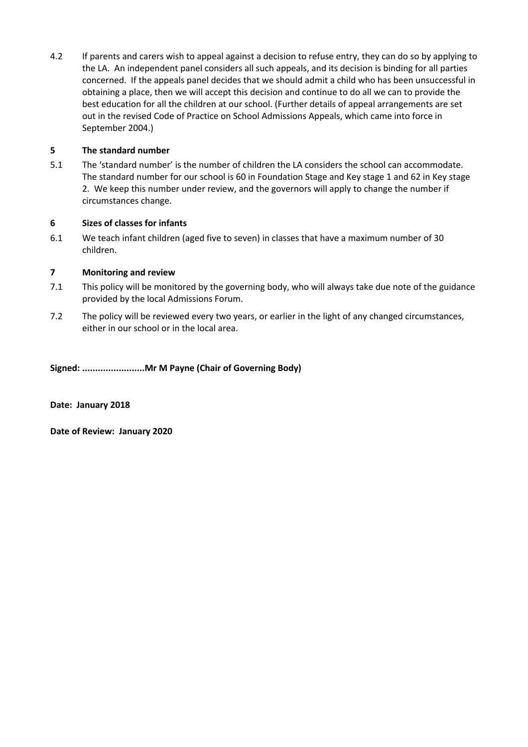4.2 If parents and carers wish to appeal against a decision to refuse entry, they can do so by applying to the LA. An independent panel considers all such appeals, and its decision is binding for all parties concerned. If the appeals panel decides that we should admit a child who has been unsuccessful in obtaining a place, then we will accept this decision and continue to do all we can to provide the best education for all the children at our school. (Further details of appeal arrangements are set out in the revised Code of Practice on School Admissions Appeals, which came into force in September 2004.)

## 5 The standard number

5.1 The 'standard number' is the number of children the LA considers the school can accommodate. The standard number for our school is 60 in Foundation Stage and Key stage 1 and 62 in Key stage 2. We keep this number under review, and the governors will apply to change the number if circumstances change.

## 6 Sizes of classes for infants

6.1 We teach infant children (aged five to seven) in classes that have a maximum number of 30 children.

## 7 Monitoring and review

7.1 This policy will be monitored by the governing body, who will always take due note of the guidance provided by the local Admissions Forum.

7.2 The policy will be reviewed every two years, or earlier in the light of any changed circumstances, either in our school or in the local area.

**Signed: ........................Mr M Payne (Chair of Governing Body)**

**Date: January 2018**

**Date of Review: January 2020**